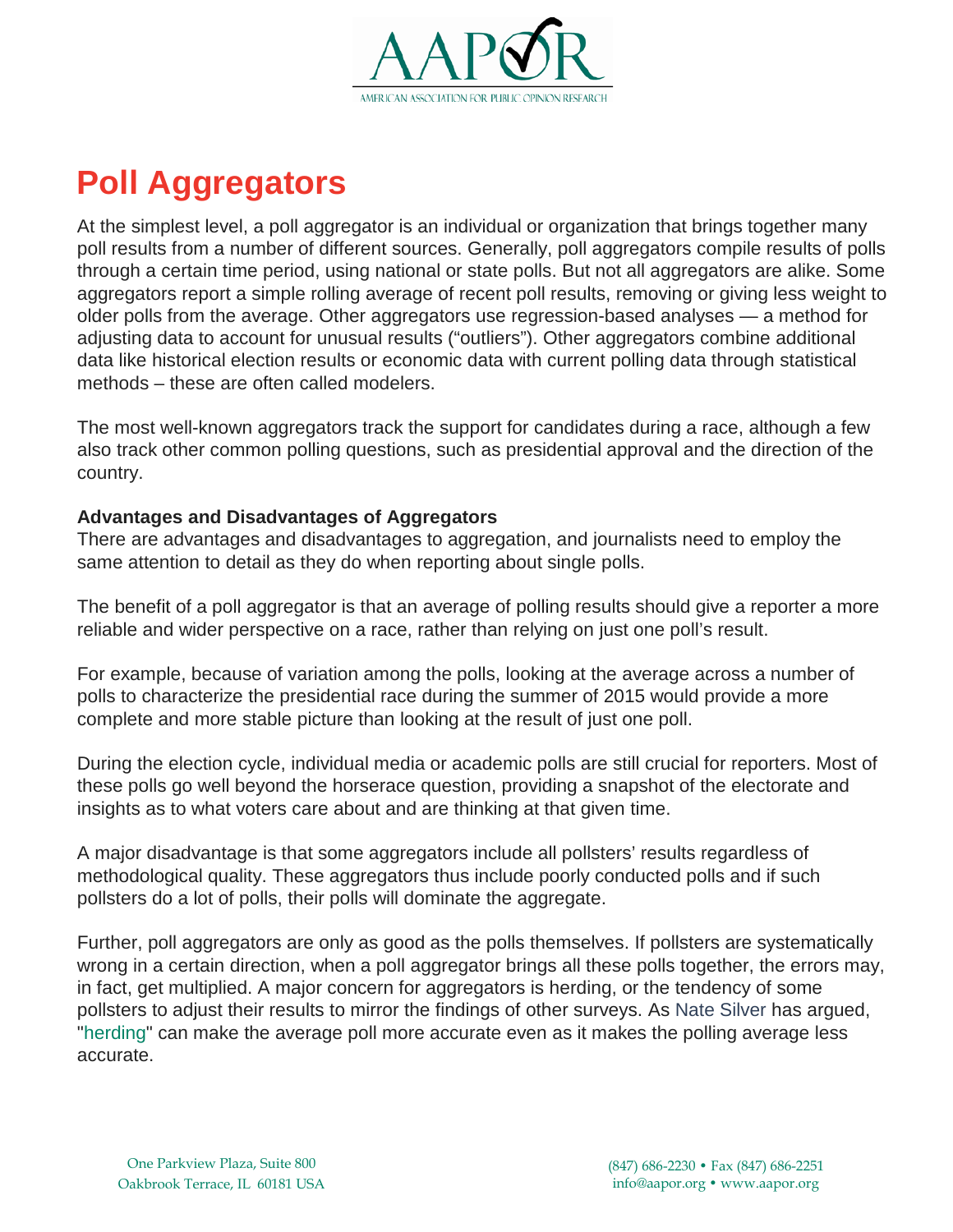# Poll Aggregators

At the simplest level, a poll aggregator is an individual or organization that brings together many poll results from a number of different sources. Generally, poll aggregators compile results of polls through a certain time period, using national or state polls. But not all aggregators are alike. Some aggregators report a simple rolling average of recent poll results, removing or giving less weight to older polls from the average. Other aggregators use regression-based analyses — a method for adjusting data to account for unusual results ("outliers"). Other aggregators combine additional data like historical election results or economic data with current polling data through statistical methods – these are often called modelers.

The most well-known aggregators track the support for candidates during a race, although a few also track other common polling questions, such as presidential approval and the direction of the country.

**Advantages and Disadvantages of Aggregators**

There are advantages and disadvantages to aggregation, and journalists need to employ the same attention to detail as they do when reporting about single polls.

The benefit of a poll aggregator is that an average of polling results should give a reporter a more reliable and wider perspective on a race, rather than relying on just one poll's result.

For example, because of variation among the polls, looking at the average across a number of polls to characterize the presidential race during the summer of 2015 would provide a more complete and more stable picture than looking at the result of just one poll.

During the election cycle, individual media or academic polls are still crucial for reporters. Most of these polls go well beyond the horserace question, providing a snapshot of the electorate and insights as to what voters care about and are thinking at that given time.

A major disadvantage is that some aggregators include all pollsters' results regardless of methodological quality. These aggregators thus include poorly conducted polls and if such pollsters do a lot of polls, their polls will dominate the aggregate.

Further, poll aggregators are only as good as the polls themselves. If pollsters are systematically wrong in a certain direction, when a poll aggregator brings all these polls together, the errors may, in fact, get multiplied. A major concern for aggregators is herding, or the tendency of some pollsters to adjust their results to mirror the findings of other surveys. As Nate Silver has argued, "herding" can make the average poll more accurate even as it makes the polling average less accurate.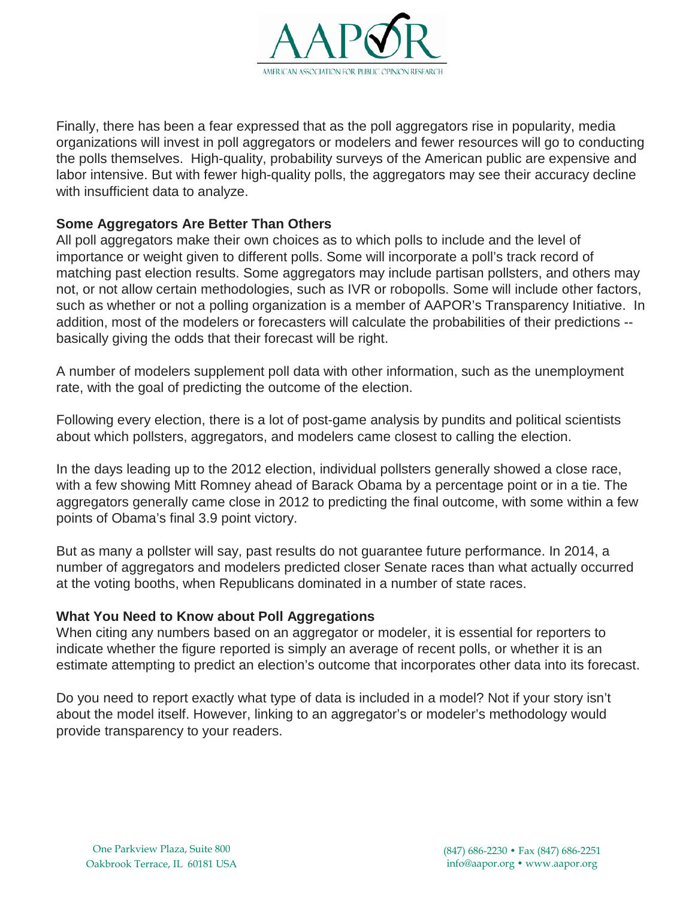Finally, there has been a fear expressed that as the poll aggregators rise in popularity, media organizations will invest in poll aggregators or modelers and fewer resources will go to conducting the polls themselves. High-quality, probability surveys of the American public are expensive and labor intensive. But with fewer high-quality polls, the aggregators may see their accuracy decline with insufficient data to analyze.

**Some Aggregators Are Better Than Others**

All poll aggregators make their own choices as to which polls to include and the level of importance or weight given to different polls. Some will incorporate a poll's track record of matching past election results. Some aggregators may include partisan pollsters, and others may not, or not allow certain methodologies, such as IVR or robopolls. Some will include other factors, such as whether or not a polling organization is a member of AAPOR's Transparency Initiative. In addition, most of the modelers or forecasters will calculate the probabilities of their predictions -- basically giving the odds that their forecast will be right.

A number of modelers supplement poll data with other information, such as the unemployment rate, with the goal of predicting the outcome of the election.

Following every election, there is a lot of post-game analysis by pundits and political scientists about which pollsters, aggregators, and modelers came closest to calling the election.

In the days leading up to the 2012 election, individual pollsters generally showed a close race, with a few showing Mitt Romney ahead of Barack Obama by a percentage point or in a tie. The aggregators generally came close in 2012 to predicting the final outcome, with some within a few points of Obama's final 3.9 point victory.

But as many a pollster will say, past results do not guarantee future performance. In 2014, a number of aggregators and modelers predicted closer Senate races than what actually occurred at the voting booths, when Republicans dominated in a number of state races.

**What You Need to Know about Poll Aggregations**

When citing any numbers based on an aggregator or modeler, it is essential for reporters to indicate whether the figure reported is simply an average of recent polls, or whether it is an estimate attempting to predict an election's outcome that incorporates other data into its forecast.

Do you need to report exactly what type of data is included in a model? Not if your story isn't about the model itself. However, linking to an aggregator's or modeler's methodology would provide transparency to your readers.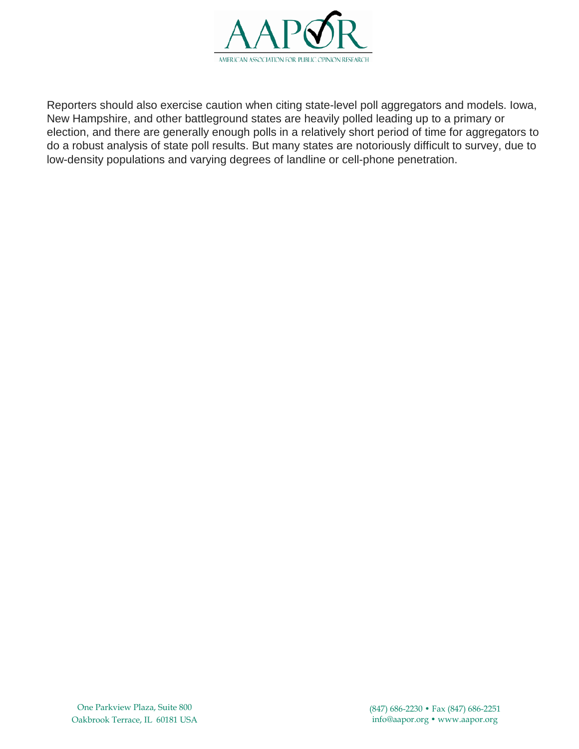Reporters should also exercise caution when citing state-level poll aggregators and models. Iowa, New Hampshire, and other battleground states are heavily polled leading up to a primary or election, and there are generally enough polls in a relatively short period of time for aggregators to do a robust analysis of state poll results. But many states are notoriously difficult to survey, due to low-density populations and varying degrees of landline or cell-phone penetration.